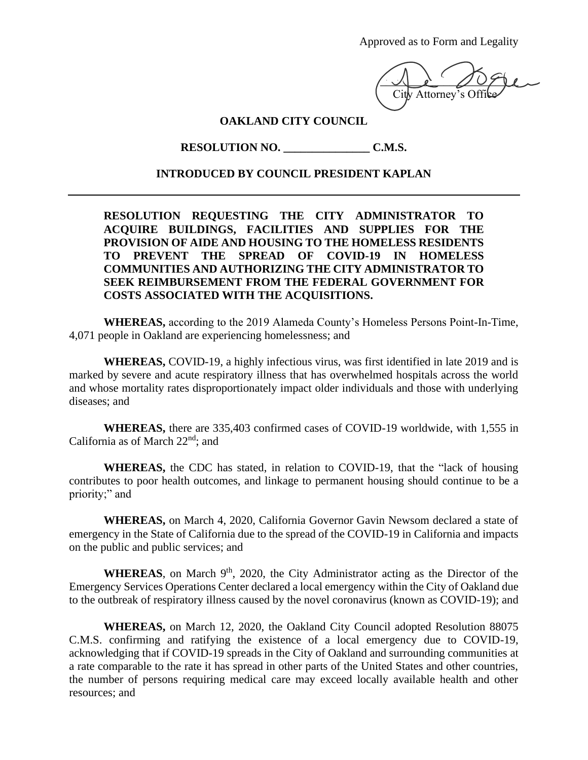Approved as to Form and Legality

City Attorney's Office

**OAKLAND CITY COUNCIL**

**RESOLUTION NO. _______________ C.M.S.**

**INTRODUCED BY COUNCIL PRESIDENT KAPLAN**

---

**RESOLUTION REQUESTING THE CITY ADMINISTRATOR TO ACQUIRE BUILDINGS, FACILITIES AND SUPPLIES FOR THE PROVISION OF AIDE AND HOUSING TO THE HOMELESS RESIDENTS TO PREVENT THE SPREAD OF COVID-19 IN HOMELESS COMMUNITIES AND AUTHORIZING THE CITY ADMINISTRATOR TO SEEK REIMBURSEMENT FROM THE FEDERAL GOVERNMENT FOR COSTS ASSOCIATED WITH THE ACQUISITIONS.**

**WHEREAS,** according to the 2019 Alameda County's Homeless Persons Point-In-Time, 4,071 people in Oakland are experiencing homelessness; and

**WHEREAS,** COVID-19, a highly infectious virus, was first identified in late 2019 and is marked by severe and acute respiratory illness that has overwhelmed hospitals across the world and whose mortality rates disproportionately impact older individuals and those with underlying diseases; and

**WHEREAS,** there are 335,403 confirmed cases of COVID-19 worldwide, with 1,555 in California as of March 22nd; and

**WHEREAS,** the CDC has stated, in relation to COVID-19, that the "lack of housing contributes to poor health outcomes, and linkage to permanent housing should continue to be a priority;" and

**WHEREAS,** on March 4, 2020, California Governor Gavin Newsom declared a state of emergency in the State of California due to the spread of the COVID-19 in California and impacts on the public and public services; and

**WHEREAS**, on March 9th, 2020, the City Administrator acting as the Director of the Emergency Services Operations Center declared a local emergency within the City of Oakland due to the outbreak of respiratory illness caused by the novel coronavirus (known as COVID-19); and

**WHEREAS,** on March 12, 2020, the Oakland City Council adopted Resolution 88075 C.M.S. confirming and ratifying the existence of a local emergency due to COVID-19, acknowledging that if COVID-19 spreads in the City of Oakland and surrounding communities at a rate comparable to the rate it has spread in other parts of the United States and other countries, the number of persons requiring medical care may exceed locally available health and other resources; and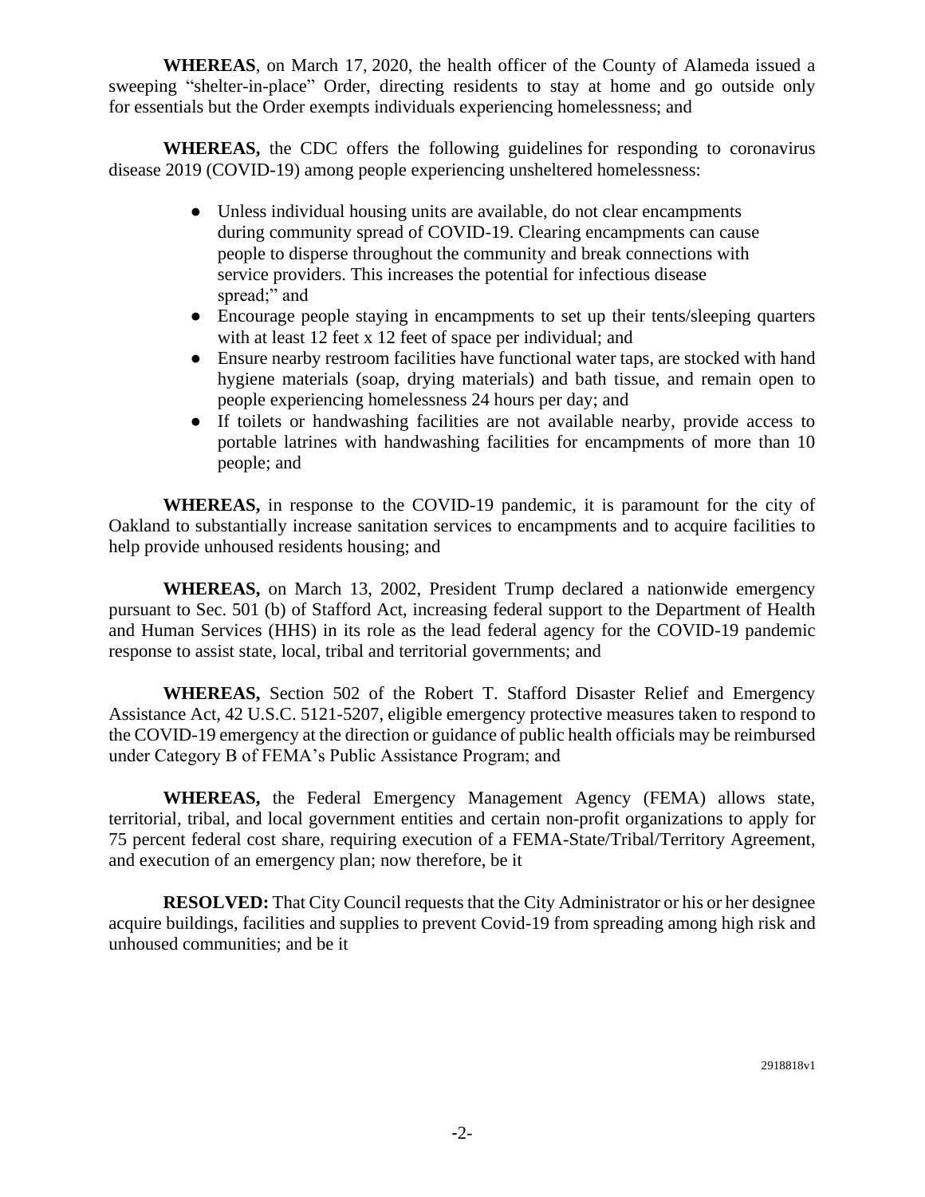**WHEREAS**, on March 17, 2020, the health officer of the County of Alameda issued a sweeping "shelter-in-place" Order, directing residents to stay at home and go outside only for essentials but the Order exempts individuals experiencing homelessness; and

**WHEREAS,** the CDC offers the following guidelines for responding to coronavirus disease 2019 (COVID-19) among people experiencing unsheltered homelessness:

- Unless individual housing units are available, do not clear encampments during community spread of COVID-19. Clearing encampments can cause people to disperse throughout the community and break connections with service providers. This increases the potential for infectious disease spread;" and
- Encourage people staying in encampments to set up their tents/sleeping quarters with at least 12 feet x 12 feet of space per individual; and
- Ensure nearby restroom facilities have functional water taps, are stocked with hand hygiene materials (soap, drying materials) and bath tissue, and remain open to people experiencing homelessness 24 hours per day; and
- If toilets or handwashing facilities are not available nearby, provide access to portable latrines with handwashing facilities for encampments of more than 10 people; and

**WHEREAS,** in response to the COVID-19 pandemic, it is paramount for the city of Oakland to substantially increase sanitation services to encampments and to acquire facilities to help provide unhoused residents housing; and

**WHEREAS,** on March 13, 2002, President Trump declared a nationwide emergency pursuant to Sec. 501 (b) of Stafford Act, increasing federal support to the Department of Health and Human Services (HHS) in its role as the lead federal agency for the COVID-19 pandemic response to assist state, local, tribal and territorial governments; and

**WHEREAS,** Section 502 of the Robert T. Stafford Disaster Relief and Emergency Assistance Act, 42 U.S.C. 5121-5207, eligible emergency protective measures taken to respond to the COVID-19 emergency at the direction or guidance of public health officials may be reimbursed under Category B of FEMA's Public Assistance Program; and

**WHEREAS,** the Federal Emergency Management Agency (FEMA) allows state, territorial, tribal, and local government entities and certain non-profit organizations to apply for 75 percent federal cost share, requiring execution of a FEMA-State/Tribal/Territory Agreement, and execution of an emergency plan; now therefore, be it

**RESOLVED:** That City Council requests that the City Administrator or his or her designee acquire buildings, facilities and supplies to prevent Covid-19 from spreading among high risk and unhoused communities; and be it

2918818v1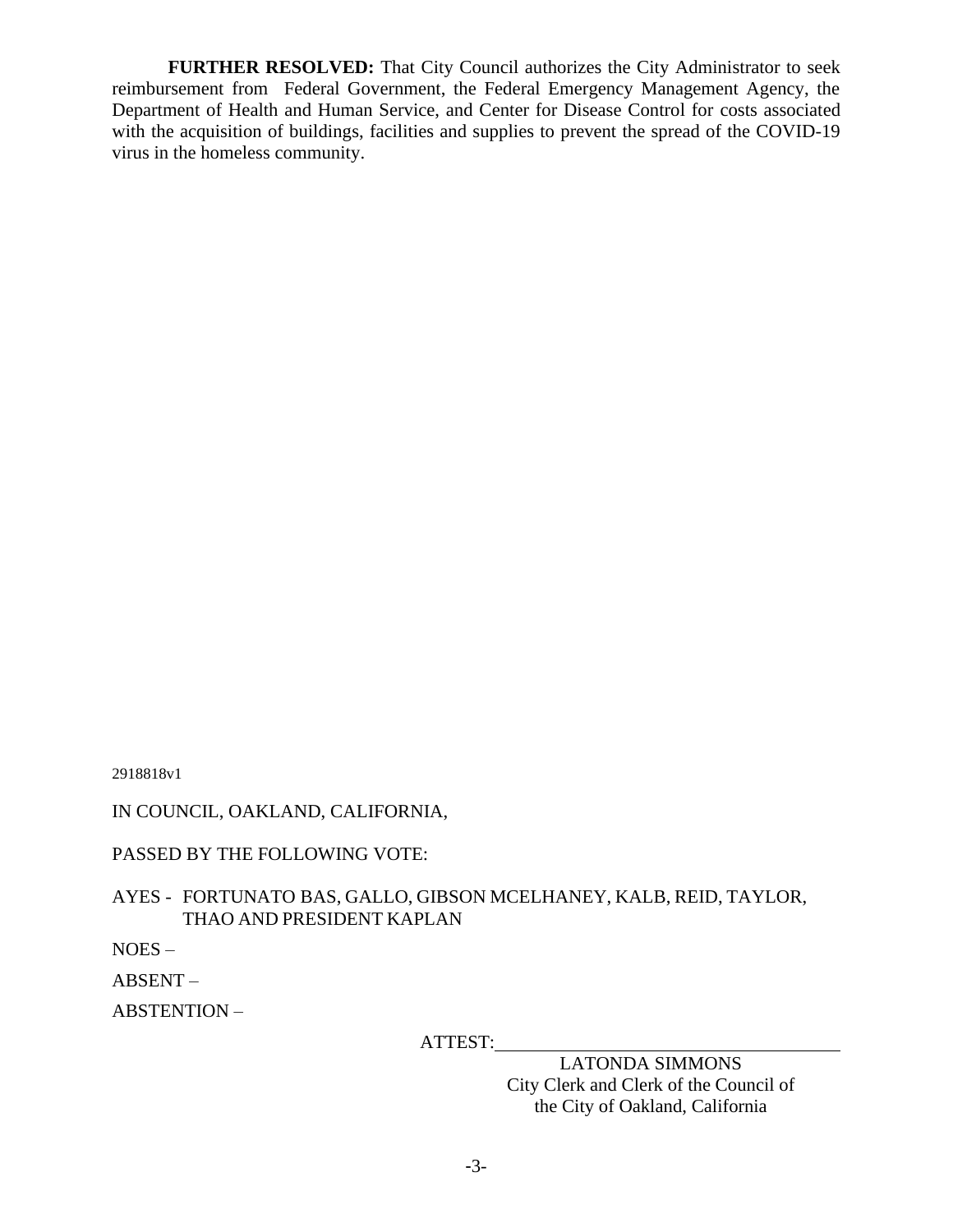**FURTHER RESOLVED:** That City Council authorizes the City Administrator to seek reimbursement from Federal Government, the Federal Emergency Management Agency, the Department of Health and Human Service, and Center for Disease Control for costs associated with the acquisition of buildings, facilities and supplies to prevent the spread of the COVID-19 virus in the homeless community.

2918818v1

IN COUNCIL, OAKLAND, CALIFORNIA,

PASSED BY THE FOLLOWING VOTE:

AYES - FORTUNATO BAS, GALLO, GIBSON MCELHANEY, KALB, REID, TAYLOR, THAO AND PRESIDENT KAPLAN

NOES –

ABSENT –

ABSTENTION –

ATTEST: ______________________________

LATONDA SIMMONS
City Clerk and Clerk of the Council of
the City of Oakland, California